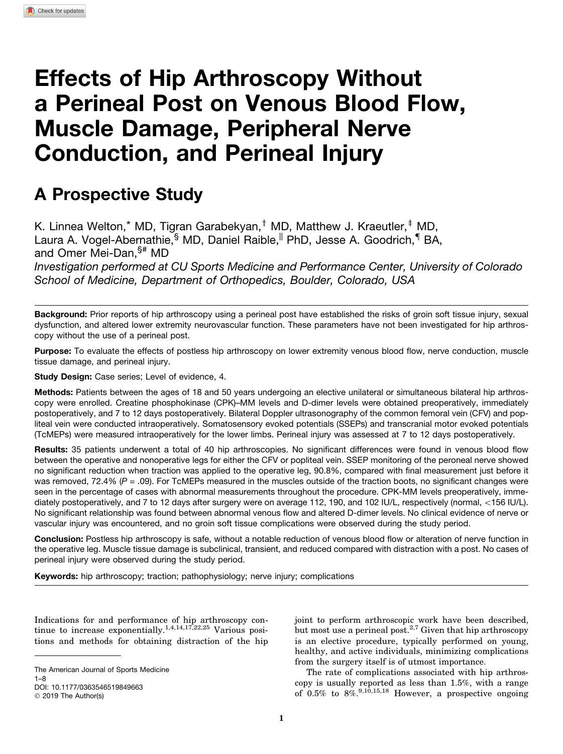# Effects of Hip Arthroscopy Without a Perineal Post on Venous Blood Flow, Muscle Damage, Peripheral Nerve Conduction, and Perineal Injury

## A Prospective Study

K. Linnea Welton,[*] MD, Tigran Garabekyan,[†] MD, Matthew J. Kraeutler,[‡] MD, Laura A. Vogel-Abernathie,[§] MD, Daniel Raible,[||] PhD, Jesse A. Goodrich,[¶] BA, and Omer Mei-Dan,[§#] MD

*Investigation performed at CU Sports Medicine and Performance Center, University of Colorado School of Medicine, Department of Orthopedics, Boulder, Colorado, USA*

**Background:** Prior reports of hip arthroscopy using a perineal post have established the risks of groin soft tissue injury, sexual dysfunction, and altered lower extremity neurovascular function. These parameters have not been investigated for hip arthroscopy without the use of a perineal post.

**Purpose:** To evaluate the effects of postless hip arthroscopy on lower extremity venous blood flow, nerve conduction, muscle tissue damage, and perineal injury.

**Study Design:** Case series; Level of evidence, 4.

**Methods:** Patients between the ages of 18 and 50 years undergoing an elective unilateral or simultaneous bilateral hip arthroscopy were enrolled. Creatine phosphokinase (CPK)–MM levels and D-dimer levels were obtained preoperatively, immediately postoperatively, and 7 to 12 days postoperatively. Bilateral Doppler ultrasonography of the common femoral vein (CFV) and popliteal vein were conducted intraoperatively. Somatosensory evoked potentials (SSEPs) and transcranial motor evoked potentials (TcMEPs) were measured intraoperatively for the lower limbs. Perineal injury was assessed at 7 to 12 days postoperatively.

**Results:** 35 patients underwent a total of 40 hip arthroscopies. No significant differences were found in venous blood flow between the operative and nonoperative legs for either the CFV or popliteal vein. SSEP monitoring of the peroneal nerve showed no significant reduction when traction was applied to the operative leg, 90.8%, compared with final measurement just before it was removed, 72.4% ($P = .09$). For TcMEPs measured in the muscles outside of the traction boots, no significant changes were seen in the percentage of cases with abnormal measurements throughout the procedure. CPK-MM levels preoperatively, immediately postoperatively, and 7 to 12 days after surgery were on average 112, 190, and 102 IU/L, respectively (normal, <156 IU/L). No significant relationship was found between abnormal venous flow and altered D-dimer levels. No clinical evidence of nerve or vascular injury was encountered, and no groin soft tissue complications were observed during the study period.

**Conclusion:** Postless hip arthroscopy is safe, without a notable reduction of venous blood flow or alteration of nerve function in the operative leg. Muscle tissue damage is subclinical, transient, and reduced compared with distraction with a post. No cases of perineal injury were observed during the study period.

**Keywords:** hip arthroscopy; traction; pathophysiology; nerve injury; complications

Indications for and performance of hip arthroscopy continue to increase exponentially.[1,4,14,17,22,25] Various positions and methods for obtaining distraction of the hip joint to perform arthroscopic work have been described, but most use a perineal post.[2,7] Given that hip arthroscopy is an elective procedure, typically performed on young, healthy, and active individuals, minimizing complications from the surgery itself is of utmost importance.

The rate of complications associated with hip arthroscopy is usually reported as less than 1.5%, with a range of 0.5% to 8%.[9,10,15,18] However, a prospective ongoing

The American Journal of Sports Medicine
1–8
DOI: 10.1177/0363546519849663
© 2019 The Author(s)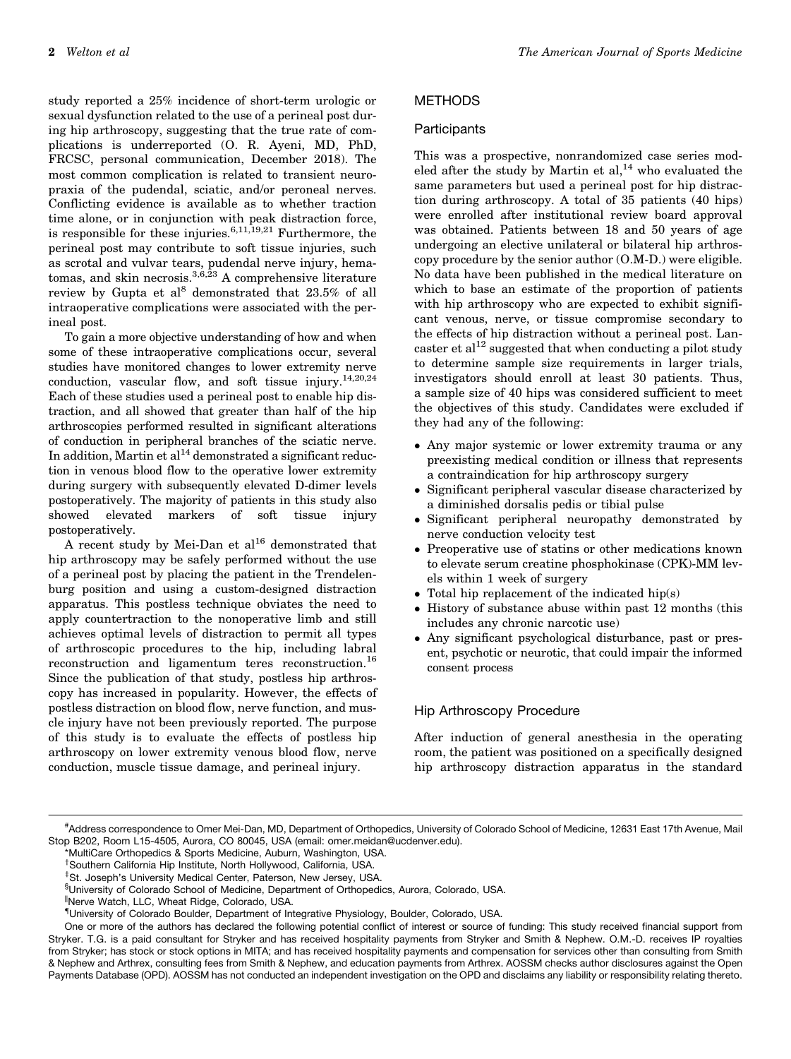study reported a 25% incidence of short-term urologic or sexual dysfunction related to the use of a perineal post during hip arthroscopy, suggesting that the true rate of complications is underreported (O. R. Ayeni, MD, PhD, FRCSC, personal communication, December 2018). The most common complication is related to transient neuropraxia of the pudendal, sciatic, and/or peroneal nerves. Conflicting evidence is available as to whether traction time alone, or in conjunction with peak distraction force, is responsible for these injuries.[6,11,19,21] Furthermore, the perineal post may contribute to soft tissue injuries, such as scrotal and vulvar tears, pudendal nerve injury, hematomas, and skin necrosis.[3,6,23] A comprehensive literature review by Gupta et al[8] demonstrated that 23.5% of all intraoperative complications were associated with the perineal post.

To gain a more objective understanding of how and when some of these intraoperative complications occur, several studies have monitored changes to lower extremity nerve conduction, vascular flow, and soft tissue injury.[14,20,24] Each of these studies used a perineal post to enable hip distraction, and all showed that greater than half of the hip arthroscopies performed resulted in significant alterations of conduction in peripheral branches of the sciatic nerve. In addition, Martin et al[14] demonstrated a significant reduction in venous blood flow to the operative lower extremity during surgery with subsequently elevated D-dimer levels postoperatively. The majority of patients in this study also showed elevated markers of soft tissue injury postoperatively.

A recent study by Mei-Dan et al[16] demonstrated that hip arthroscopy may be safely performed without the use of a perineal post by placing the patient in the Trendelenburg position and using a custom-designed distraction apparatus. This postless technique obviates the need to apply countertraction to the nonoperative limb and still achieves optimal levels of distraction to permit all types of arthroscopic procedures to the hip, including labral reconstruction and ligamentum teres reconstruction.[16] Since the publication of that study, postless hip arthroscopy has increased in popularity. However, the effects of postless distraction on blood flow, nerve function, and muscle injury have not been previously reported. The purpose of this study is to evaluate the effects of postless hip arthroscopy on lower extremity venous blood flow, nerve conduction, muscle tissue damage, and perineal injury.

## METHODS

### Participants

This was a prospective, nonrandomized case series modeled after the study by Martin et al,[14] who evaluated the same parameters but used a perineal post for hip distraction during arthroscopy. A total of 35 patients (40 hips) were enrolled after institutional review board approval was obtained. Patients between 18 and 50 years of age undergoing an elective unilateral or bilateral hip arthroscopy procedure by the senior author (O.M-D.) were eligible. No data have been published in the medical literature on which to base an estimate of the proportion of patients with hip arthroscopy who are expected to exhibit significant venous, nerve, or tissue compromise secondary to the effects of hip distraction without a perineal post. Lancaster et al[12] suggested that when conducting a pilot study to determine sample size requirements in larger trials, investigators should enroll at least 30 patients. Thus, a sample size of 40 hips was considered sufficient to meet the objectives of this study. Candidates were excluded if they had any of the following:

- Any major systemic or lower extremity trauma or any preexisting medical condition or illness that represents a contraindication for hip arthroscopy surgery
- Significant peripheral vascular disease characterized by a diminished dorsalis pedis or tibial pulse
- Significant peripheral neuropathy demonstrated by nerve conduction velocity test
- Preoperative use of statins or other medications known to elevate serum creatine phosphokinase (CPK)-MM levels within 1 week of surgery
- Total hip replacement of the indicated hip(s)
- History of substance abuse within past 12 months (this includes any chronic narcotic use)
- Any significant psychological disturbance, past or present, psychotic or neurotic, that could impair the informed consent process

### Hip Arthroscopy Procedure

After induction of general anesthesia in the operating room, the patient was positioned on a specifically designed hip arthroscopy distraction apparatus in the standard

---

#Address correspondence to Omer Mei-Dan, MD, Department of Orthopedics, University of Colorado School of Medicine, 12631 East 17th Avenue, Mail Stop B202, Room L15-4505, Aurora, CO 80045, USA (email: omer.meidan@ucdenver.edu).

*MultiCare Orthopedics & Sports Medicine, Auburn, Washington, USA.

†Southern California Hip Institute, North Hollywood, California, USA.

‡St. Joseph's University Medical Center, Paterson, New Jersey, USA.

§University of Colorado School of Medicine, Department of Orthopedics, Aurora, Colorado, USA.

‖Nerve Watch, LLC, Wheat Ridge, Colorado, USA.

¶University of Colorado Boulder, Department of Integrative Physiology, Boulder, Colorado, USA.

One or more of the authors has declared the following potential conflict of interest or source of funding: This study received financial support from Stryker. T.G. is a paid consultant for Stryker and has received hospitality payments from Stryker and Smith & Nephew. O.M.-D. receives IP royalties from Stryker; has stock or stock options in MITA; and has received hospitality payments and compensation for services other than consulting from Smith & Nephew and Arthrex, consulting fees from Smith & Nephew, and education payments from Arthrex. AOSSM checks author disclosures against the Open Payments Database (OPD). AOSSM has not conducted an independent investigation on the OPD and disclaims any liability or responsibility relating thereto.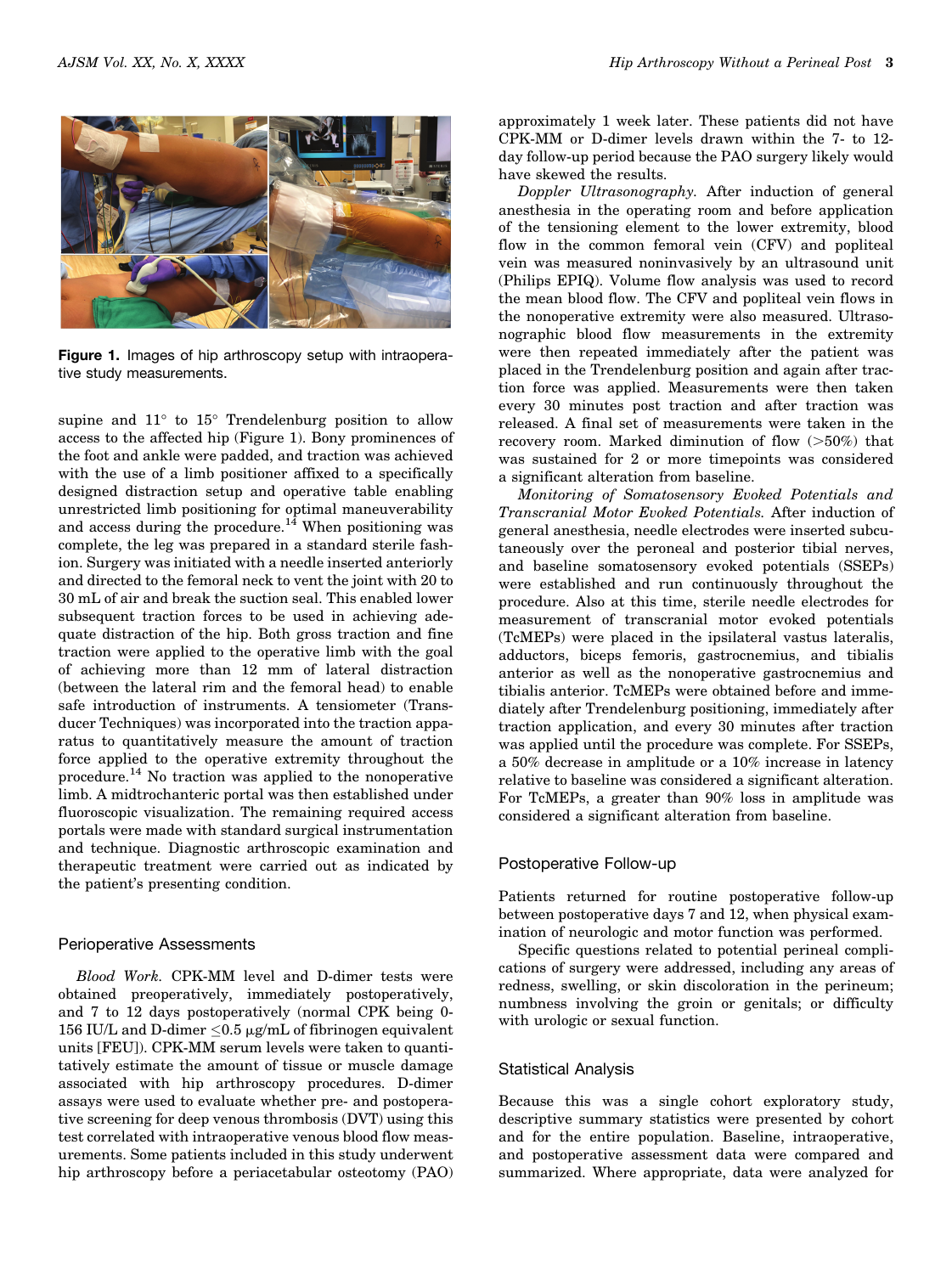Figure 1. Images of hip arthroscopy setup with intraoperative study measurements.

supine and 11° to 15° Trendelenburg position to allow access to the affected hip (Figure 1). Bony prominences of the foot and ankle were padded, and traction was achieved with the use of a limb positioner affixed to a specifically designed distraction setup and operative table enabling unrestricted limb positioning for optimal maneuverability and access during the procedure.[14] When positioning was complete, the leg was prepared in a standard sterile fashion. Surgery was initiated with a needle inserted anteriorly and directed to the femoral neck to vent the joint with 20 to 30 mL of air and break the suction seal. This enabled lower subsequent traction forces to be used in achieving adequate distraction of the hip. Both gross traction and fine traction were applied to the operative limb with the goal of achieving more than 12 mm of lateral distraction (between the lateral rim and the femoral head) to enable safe introduction of instruments. A tensiometer (Transducer Techniques) was incorporated into the traction apparatus to quantitatively measure the amount of traction force applied to the operative extremity throughout the procedure.[14] No traction was applied to the nonoperative limb. A midtrochanteric portal was then established under fluoroscopic visualization. The remaining required access portals were made with standard surgical instrumentation and technique. Diagnostic arthroscopic examination and therapeutic treatment were carried out as indicated by the patient's presenting condition.

## Perioperative Assessments

*Blood Work.* CPK-MM level and D-dimer tests were obtained preoperatively, immediately postoperatively, and 7 to 12 days postoperatively (normal CPK being 0-156 IU/L and D-dimer ≤0.5 μg/mL of fibrinogen equivalent units [FEU]). CPK-MM serum levels were taken to quantitatively estimate the amount of tissue or muscle damage associated with hip arthroscopy procedures. D-dimer assays were used to evaluate whether pre- and postoperative screening for deep venous thrombosis (DVT) using this test correlated with intraoperative venous blood flow measurements. Some patients included in this study underwent hip arthroscopy before a periacetabular osteotomy (PAO) approximately 1 week later. These patients did not have CPK-MM or D-dimer levels drawn within the 7- to 12-day follow-up period because the PAO surgery likely would have skewed the results.

*Doppler Ultrasonography.* After induction of general anesthesia in the operating room and before application of the tensioning element to the lower extremity, blood flow in the common femoral vein (CFV) and popliteal vein was measured noninvasively by an ultrasound unit (Philips EPIQ). Volume flow analysis was used to record the mean blood flow. The CFV and popliteal vein flows in the nonoperative extremity were also measured. Ultrasonographic blood flow measurements in the extremity were then repeated immediately after the patient was placed in the Trendelenburg position and again after traction force was applied. Measurements were then taken every 30 minutes post traction and after traction was released. A final set of measurements were taken in the recovery room. Marked diminution of flow (>50%) that was sustained for 2 or more timepoints was considered a significant alteration from baseline.

*Monitoring of Somatosensory Evoked Potentials and Transcranial Motor Evoked Potentials.* After induction of general anesthesia, needle electrodes were inserted subcutaneously over the peroneal and posterior tibial nerves, and baseline somatosensory evoked potentials (SSEPs) were established and run continuously throughout the procedure. Also at this time, sterile needle electrodes for measurement of transcranial motor evoked potentials (TcMEPs) were placed in the ipsilateral vastus lateralis, adductors, biceps femoris, gastrocnemius, and tibialis anterior as well as the nonoperative gastrocnemius and tibialis anterior. TcMEPs were obtained before and immediately after Trendelenburg positioning, immediately after traction application, and every 30 minutes after traction was applied until the procedure was complete. For SSEPs, a 50% decrease in amplitude or a 10% increase in latency relative to baseline was considered a significant alteration. For TcMEPs, a greater than 90% loss in amplitude was considered a significant alteration from baseline.

## Postoperative Follow-up

Patients returned for routine postoperative follow-up between postoperative days 7 and 12, when physical examination of neurologic and motor function was performed.

Specific questions related to potential perineal complications of surgery were addressed, including any areas of redness, swelling, or skin discoloration in the perineum; numbness involving the groin or genitals; or difficulty with urologic or sexual function.

## Statistical Analysis

Because this was a single cohort exploratory study, descriptive summary statistics were presented by cohort and for the entire population. Baseline, intraoperative, and postoperative assessment data were compared and summarized. Where appropriate, data were analyzed for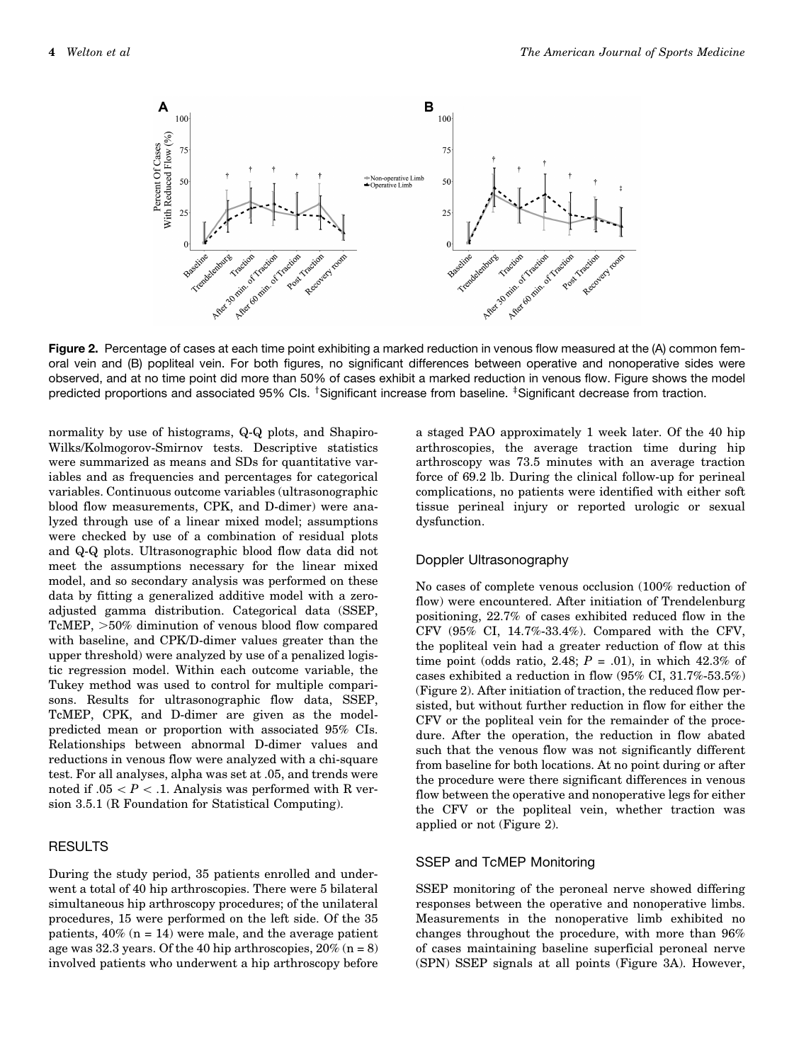**Figure 2.** Percentage of cases at each time point exhibiting a marked reduction in venous flow measured at the (A) common femoral vein and (B) popliteal vein. For both figures, no significant differences between operative and nonoperative sides were observed, and at no time point did more than 50% of cases exhibit a marked reduction in venous flow. Figure shows the model predicted proportions and associated 95% CIs. †Significant increase from baseline. ‡Significant decrease from traction.

normality by use of histograms, Q-Q plots, and Shapiro-Wilks/Kolmogorov-Smirnov tests. Descriptive statistics were summarized as means and SDs for quantitative variables and as frequencies and percentages for categorical variables. Continuous outcome variables (ultrasonographic blood flow measurements, CPK, and D-dimer) were analyzed through use of a linear mixed model; assumptions were checked by use of a combination of residual plots and Q-Q plots. Ultrasonographic blood flow data did not meet the assumptions necessary for the linear mixed model, and so secondary analysis was performed on these data by fitting a generalized additive model with a zero-adjusted gamma distribution. Categorical data (SSEP, TcMEP, >50% diminution of venous blood flow compared with baseline, and CPK/D-dimer values greater than the upper threshold) were analyzed by use of a penalized logistic regression model. Within each outcome variable, the Tukey method was used to control for multiple comparisons. Results for ultrasonographic flow data, SSEP, TcMEP, CPK, and D-dimer are given as the model-predicted mean or proportion with associated 95% CIs. Relationships between abnormal D-dimer values and reductions in venous flow were analyzed with a chi-square test. For all analyses, alpha was set at .05, and trends were noted if $.05 < P < .1$. Analysis was performed with R version 3.5.1 (R Foundation for Statistical Computing).

## RESULTS

During the study period, 35 patients enrolled and underwent a total of 40 hip arthroscopies. There were 5 bilateral simultaneous hip arthroscopy procedures; of the unilateral procedures, 15 were performed on the left side. Of the 35 patients, 40% (n = 14) were male, and the average patient age was 32.3 years. Of the 40 hip arthroscopies, 20% (n = 8) involved patients who underwent a hip arthroscopy before a staged PAO approximately 1 week later. Of the 40 hip arthroscopies, the average traction time during hip arthroscopy was 73.5 minutes with an average traction force of 69.2 lb. During the clinical follow-up for perineal complications, no patients were identified with either soft tissue perineal injury or reported urologic or sexual dysfunction.

### Doppler Ultrasonography

No cases of complete venous occlusion (100% reduction of flow) were encountered. After initiation of Trendelenburg positioning, 22.7% of cases exhibited reduced flow in the CFV (95% CI, 14.7%-33.4%). Compared with the CFV, the popliteal vein had a greater reduction of flow at this time point (odds ratio, 2.48; $P = .01$), in which 42.3% of cases exhibited a reduction in flow (95% CI, 31.7%-53.5%) (Figure 2). After initiation of traction, the reduced flow persisted, but without further reduction in flow for either the CFV or the popliteal vein for the remainder of the procedure. After the operation, the reduction in flow abated such that the venous flow was not significantly different from baseline for both locations. At no point during or after the procedure were there significant differences in venous flow between the operative and nonoperative legs for either the CFV or the popliteal vein, whether traction was applied or not (Figure 2).

### SSEP and TcMEP Monitoring

SSEP monitoring of the peroneal nerve showed differing responses between the operative and nonoperative limbs. Measurements in the nonoperative limb exhibited no changes throughout the procedure, with more than 96% of cases maintaining baseline superficial peroneal nerve (SPN) SSEP signals at all points (Figure 3A). However,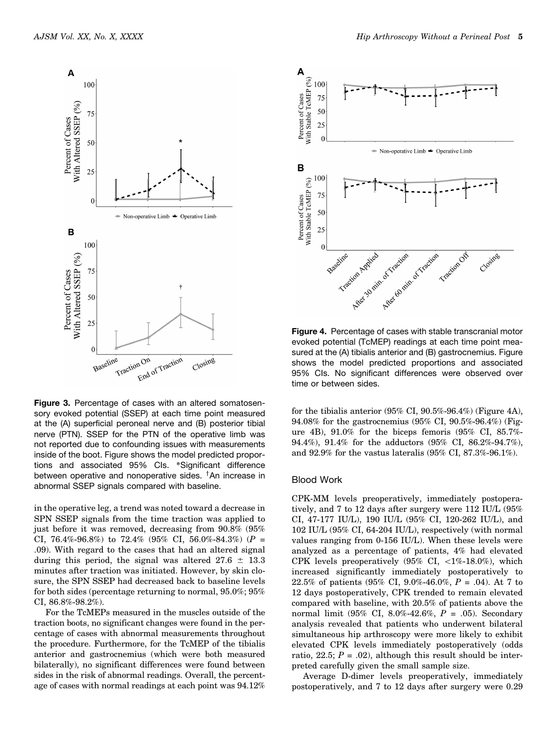Figure 3. Percentage of cases with an altered somatosensory evoked potential (SSEP) at each time point measured at the (A) superficial peroneal nerve and (B) posterior tibial nerve (PTN). SSEP for the PTN of the operative limb was not reported due to confounding issues with measurements inside of the boot. Figure shows the model predicted proportions and associated 95% CIs. *Significant difference between operative and nonoperative sides. †An increase in abnormal SSEP signals compared with baseline.

in the operative leg, a trend was noted toward a decrease in SPN SSEP signals from the time traction was applied to just before it was removed, decreasing from 90.8% (95% CI, 76.4%-96.8%) to 72.4% (95% CI, 56.0%-84.3%) ($P$ = .09). With regard to the cases that had an altered signal during this period, the signal was altered 27.6 ± 13.3 minutes after traction was initiated. However, by skin closure, the SPN SSEP had decreased back to baseline levels for both sides (percentage returning to normal, 95.0%; 95% CI, 86.8%-98.2%).

For the TcMEPs measured in the muscles outside of the traction boots, no significant changes were found in the percentage of cases with abnormal measurements throughout the procedure. Furthermore, for the TcMEP of the tibialis anterior and gastrocnemius (which were both measured bilaterally), no significant differences were found between sides in the risk of abnormal readings. Overall, the percentage of cases with normal readings at each point was 94.12% for the tibialis anterior (95% CI, 90.5%-96.4%) (Figure 4A), 94.08% for the gastrocnemius (95% CI, 90.5%-96.4%) (Figure 4B), 91.0% for the biceps femoris (95% CI, 85.7%-94.4%), 91.4% for the adductors (95% CI, 86.2%-94.7%), and 92.9% for the vastus lateralis (95% CI, 87.3%-96.1%).

Figure 4. Percentage of cases with stable transcranial motor evoked potential (TcMEP) readings at each time point measured at the (A) tibialis anterior and (B) gastrocnemius. Figure shows the model predicted proportions and associated 95% CIs. No significant differences were observed over time or between sides.

## Blood Work

CPK-MM levels preoperatively, immediately postoperatively, and 7 to 12 days after surgery were 112 IU/L (95% CI, 47-177 IU/L), 190 IU/L (95% CI, 120-262 IU/L), and 102 IU/L (95% CI, 64-204 IU/L), respectively (with normal values ranging from 0-156 IU/L). When these levels were analyzed as a percentage of patients, 4% had elevated CPK levels preoperatively (95% CI, <1%-18.0%), which increased significantly immediately postoperatively to 22.5% of patients (95% CI, 9.0%-46.0%, $P$ = .04). At 7 to 12 days postoperatively, CPK trended to remain elevated compared with baseline, with 20.5% of patients above the normal limit (95% CI, 8.0%-42.6%, $P$ = .05). Secondary analysis revealed that patients who underwent bilateral simultaneous hip arthroscopy were more likely to exhibit elevated CPK levels immediately postoperatively (odds ratio, 22.5; $P$ = .02), although this result should be interpreted carefully given the small sample size.

Average D-dimer levels preoperatively, immediately postoperatively, and 7 to 12 days after surgery were 0.29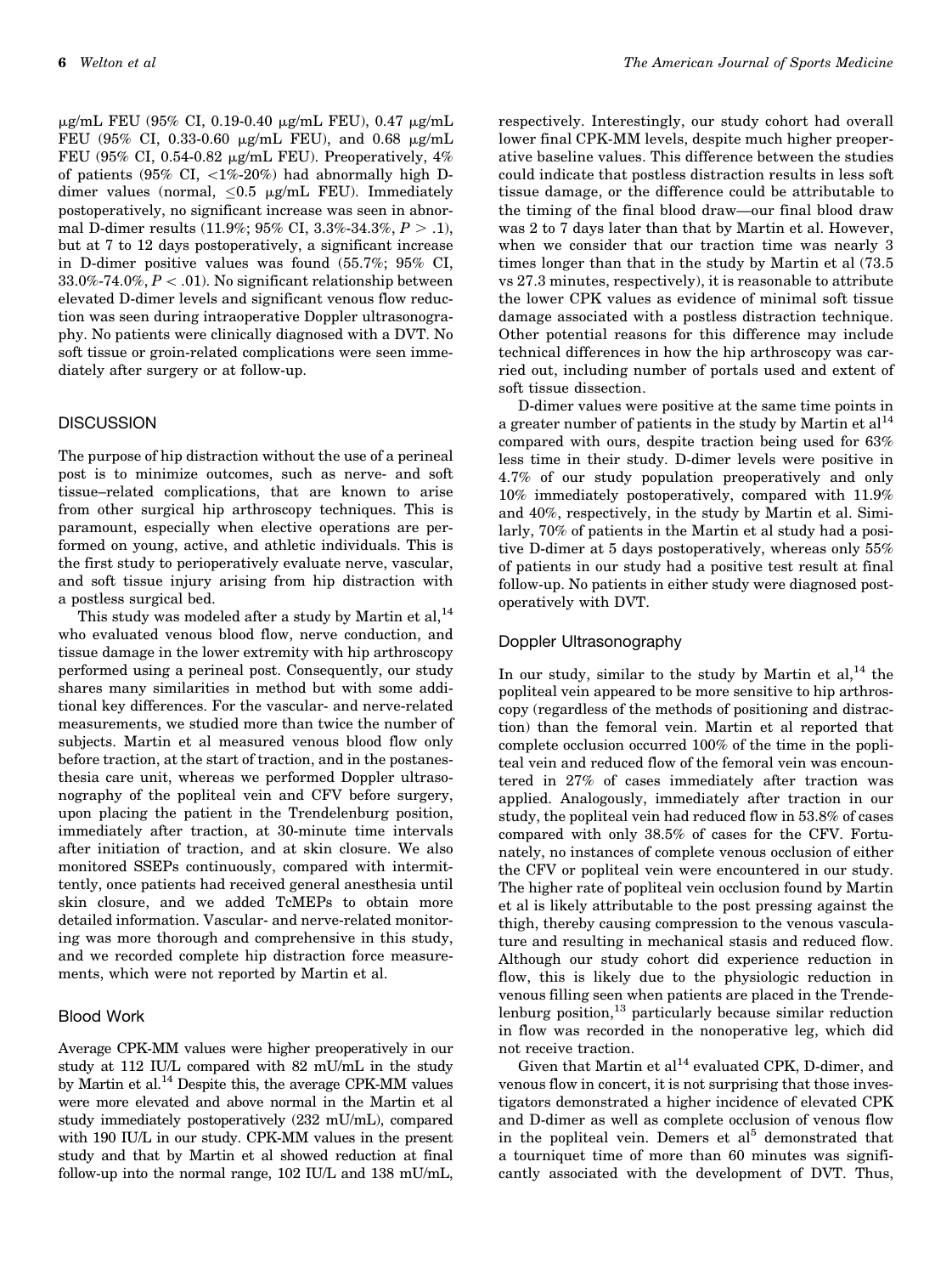μg/mL FEU (95% CI, 0.19-0.40 μg/mL FEU), 0.47 μg/mL FEU (95% CI, 0.33-0.60 μg/mL FEU), and 0.68 μg/mL FEU (95% CI, 0.54-0.82 μg/mL FEU). Preoperatively, 4% of patients (95% CI, <1%-20%) had abnormally high D-dimer values (normal, ≤0.5 μg/mL FEU). Immediately postoperatively, no significant increase was seen in abnormal D-dimer results (11.9%; 95% CI, 3.3%-34.3%, $P > .1$), but at 7 to 12 days postoperatively, a significant increase in D-dimer positive values was found (55.7%; 95% CI, 33.0%-74.0%, $P < .01$). No significant relationship between elevated D-dimer levels and significant venous flow reduction was seen during intraoperative Doppler ultrasonography. No patients were clinically diagnosed with a DVT. No soft tissue or groin-related complications were seen immediately after surgery or at follow-up.

## DISCUSSION

The purpose of hip distraction without the use of a perineal post is to minimize outcomes, such as nerve- and soft tissue–related complications, that are known to arise from other surgical hip arthroscopy techniques. This is paramount, especially when elective operations are performed on young, active, and athletic individuals. This is the first study to perioperatively evaluate nerve, vascular, and soft tissue injury arising from hip distraction with a postless surgical bed.

This study was modeled after a study by Martin et al,[14] who evaluated venous blood flow, nerve conduction, and tissue damage in the lower extremity with hip arthroscopy performed using a perineal post. Consequently, our study shares many similarities in method but with some additional key differences. For the vascular- and nerve-related measurements, we studied more than twice the number of subjects. Martin et al measured venous blood flow only before traction, at the start of traction, and in the postanesthesia care unit, whereas we performed Doppler ultrasonography of the popliteal vein and CFV before surgery, upon placing the patient in the Trendelenburg position, immediately after traction, at 30-minute time intervals after initiation of traction, and at skin closure. We also monitored SSEPs continuously, compared with intermittently, once patients had received general anesthesia until skin closure, and we added TcMEPs to obtain more detailed information. Vascular- and nerve-related monitoring was more thorough and comprehensive in this study, and we recorded complete hip distraction force measurements, which were not reported by Martin et al.

### Blood Work

Average CPK-MM values were higher preoperatively in our study at 112 IU/L compared with 82 mU/mL in the study by Martin et al.[14] Despite this, the average CPK-MM values were more elevated and above normal in the Martin et al study immediately postoperatively (232 mU/mL), compared with 190 IU/L in our study. CPK-MM values in the present study and that by Martin et al showed reduction at final follow-up into the normal range, 102 IU/L and 138 mU/mL, respectively. Interestingly, our study cohort had overall lower final CPK-MM levels, despite much higher preoperative baseline values. This difference between the studies could indicate that postless distraction results in less soft tissue damage, or the difference could be attributable to the timing of the final blood draw—our final blood draw was 2 to 7 days later than that by Martin et al. However, when we consider that our traction time was nearly 3 times longer than that in the study by Martin et al (73.5 vs 27.3 minutes, respectively), it is reasonable to attribute the lower CPK values as evidence of minimal soft tissue damage associated with a postless distraction technique. Other potential reasons for this difference may include technical differences in how the hip arthroscopy was carried out, including number of portals used and extent of soft tissue dissection.

D-dimer values were positive at the same time points in a greater number of patients in the study by Martin et al[14] compared with ours, despite traction being used for 63% less time in their study. D-dimer levels were positive in 4.7% of our study population preoperatively and only 10% immediately postoperatively, compared with 11.9% and 40%, respectively, in the study by Martin et al. Similarly, 70% of patients in the Martin et al study had a positive D-dimer at 5 days postoperatively, whereas only 55% of patients in our study had a positive test result at final follow-up. No patients in either study were diagnosed postoperatively with DVT.

### Doppler Ultrasonography

In our study, similar to the study by Martin et al,[14] the popliteal vein appeared to be more sensitive to hip arthroscopy (regardless of the methods of positioning and distraction) than the femoral vein. Martin et al reported that complete occlusion occurred 100% of the time in the popliteal vein and reduced flow of the femoral vein was encountered in 27% of cases immediately after traction was applied. Analogously, immediately after traction in our study, the popliteal vein had reduced flow in 53.8% of cases compared with only 38.5% of cases for the CFV. Fortunately, no instances of complete venous occlusion of either the CFV or popliteal vein were encountered in our study. The higher rate of popliteal vein occlusion found by Martin et al is likely attributable to the post pressing against the thigh, thereby causing compression to the venous vasculature and resulting in mechanical stasis and reduced flow. Although our study cohort did experience reduction in flow, this is likely due to the physiologic reduction in venous filling seen when patients are placed in the Trendelenburg position,[13] particularly because similar reduction in flow was recorded in the nonoperative leg, which did not receive traction.

Given that Martin et al[14] evaluated CPK, D-dimer, and venous flow in concert, it is not surprising that those investigators demonstrated a higher incidence of elevated CPK and D-dimer as well as complete occlusion of venous flow in the popliteal vein. Demers et al[5] demonstrated that a tourniquet time of more than 60 minutes was significantly associated with the development of DVT. Thus,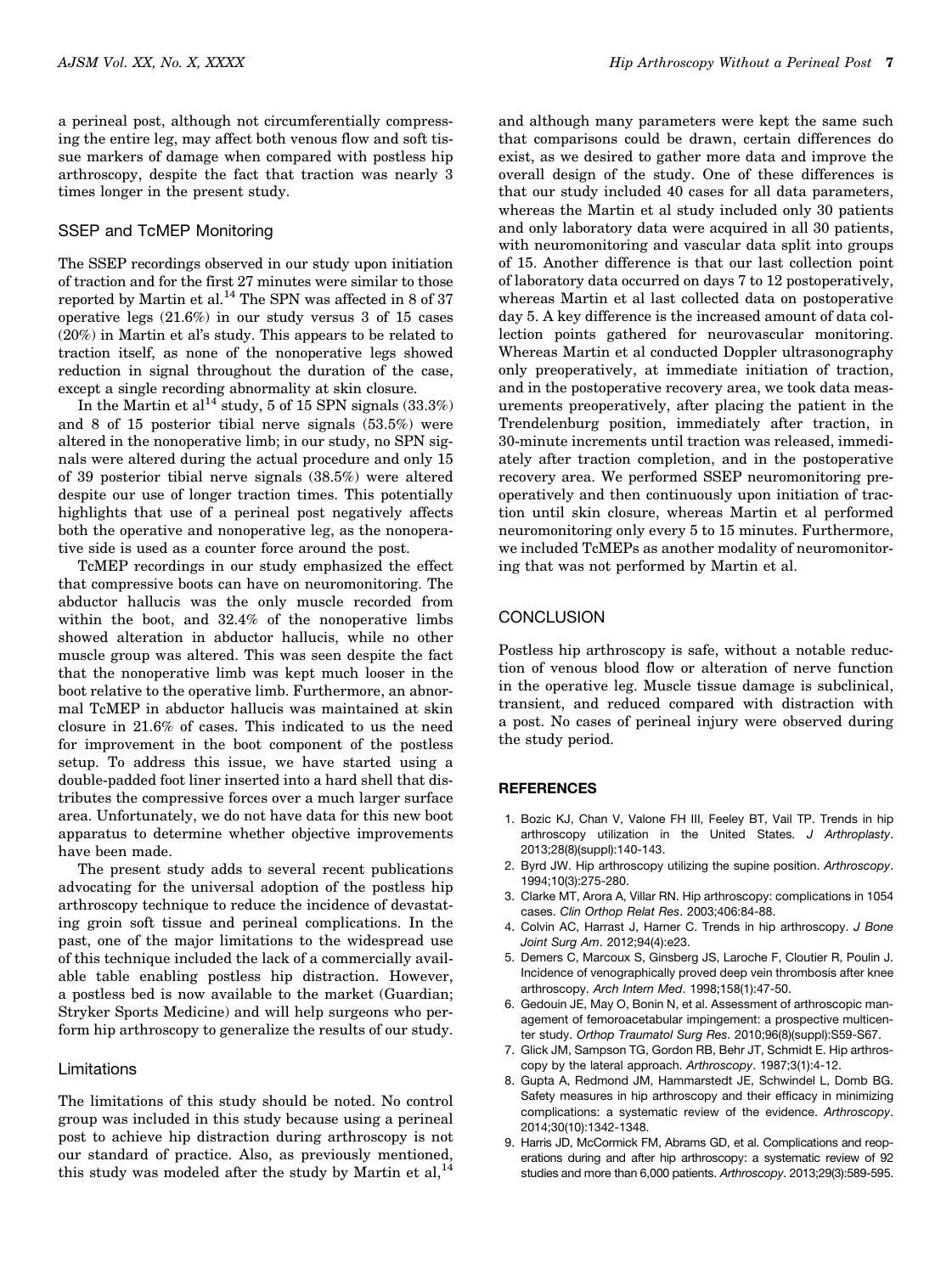a perineal post, although not circumferentially compressing the entire leg, may affect both venous flow and soft tissue markers of damage when compared with postless hip arthroscopy, despite the fact that traction was nearly 3 times longer in the present study.

### SSEP and TcMEP Monitoring

The SSEP recordings observed in our study upon initiation of traction and for the first 27 minutes were similar to those reported by Martin et al.[14] The SPN was affected in 8 of 37 operative legs (21.6%) in our study versus 3 of 15 cases (20%) in Martin et al's study. This appears to be related to traction itself, as none of the nonoperative legs showed reduction in signal throughout the duration of the case, except a single recording abnormality at skin closure.

In the Martin et al[14] study, 5 of 15 SPN signals (33.3%) and 8 of 15 posterior tibial nerve signals (53.5%) were altered in the nonoperative limb; in our study, no SPN signals were altered during the actual procedure and only 15 of 39 posterior tibial nerve signals (38.5%) were altered despite our use of longer traction times. This potentially highlights that use of a perineal post negatively affects both the operative and nonoperative leg, as the nonoperative side is used as a counter force around the post.

TcMEP recordings in our study emphasized the effect that compressive boots can have on neuromonitoring. The abductor hallucis was the only muscle recorded from within the boot, and 32.4% of the nonoperative limbs showed alteration in abductor hallucis, while no other muscle group was altered. This was seen despite the fact that the nonoperative limb was kept much looser in the boot relative to the operative limb. Furthermore, an abnormal TcMEP in abductor hallucis was maintained at skin closure in 21.6% of cases. This indicated to us the need for improvement in the boot component of the postless setup. To address this issue, we have started using a double-padded foot liner inserted into a hard shell that distributes the compressive forces over a much larger surface area. Unfortunately, we do not have data for this new boot apparatus to determine whether objective improvements have been made.

The present study adds to several recent publications advocating for the universal adoption of the postless hip arthroscopy technique to reduce the incidence of devastating groin soft tissue and perineal complications. In the past, one of the major limitations to the widespread use of this technique included the lack of a commercially available table enabling postless hip distraction. However, a postless bed is now available to the market (Guardian; Stryker Sports Medicine) and will help surgeons who perform hip arthroscopy to generalize the results of our study.

### Limitations

The limitations of this study should be noted. No control group was included in this study because using a perineal post to achieve hip distraction during arthroscopy is not our standard of practice. Also, as previously mentioned, this study was modeled after the study by Martin et al,[14] and although many parameters were kept the same such that comparisons could be drawn, certain differences do exist, as we desired to gather more data and improve the overall design of the study. One of these differences is that our study included 40 cases for all data parameters, whereas the Martin et al study included only 30 patients and only laboratory data were acquired in all 30 patients, with neuromonitoring and vascular data split into groups of 15. Another difference is that our last collection point of laboratory data occurred on days 7 to 12 postoperatively, whereas Martin et al last collected data on postoperative day 5. A key difference is the increased amount of data collection points gathered for neurovascular monitoring. Whereas Martin et al conducted Doppler ultrasonography only preoperatively, at immediate initiation of traction, and in the postoperative recovery area, we took data measurements preoperatively, after placing the patient in the Trendelenburg position, immediately after traction, in 30-minute increments until traction was released, immediately after traction completion, and in the postoperative recovery area. We performed SSEP neuromonitoring preoperatively and then continuously upon initiation of traction until skin closure, whereas Martin et al performed neuromonitoring only every 5 to 15 minutes. Furthermore, we included TcMEPs as another modality of neuromonitoring that was not performed by Martin et al.

## CONCLUSION

Postless hip arthroscopy is safe, without a notable reduction of venous blood flow or alteration of nerve function in the operative leg. Muscle tissue damage is subclinical, transient, and reduced compared with distraction with a post. No cases of perineal injury were observed during the study period.

## REFERENCES

1. Bozic KJ, Chan V, Valone FH III, Feeley BT, Vail TP. Trends in hip arthroscopy utilization in the United States. *J Arthroplasty*. 2013;28(8)(suppl):140-143.
2. Byrd JW. Hip arthroscopy utilizing the supine position. *Arthroscopy*. 1994;10(3):275-280.
3. Clarke MT, Arora A, Villar RN. Hip arthroscopy: complications in 1054 cases. *Clin Orthop Relat Res*. 2003;406:84-88.
4. Colvin AC, Harrast J, Harner C. Trends in hip arthroscopy. *J Bone Joint Surg Am*. 2012;94(4):e23.
5. Demers C, Marcoux S, Ginsberg JS, Laroche F, Cloutier R, Poulin J. Incidence of venographically proved deep vein thrombosis after knee arthroscopy. *Arch Intern Med*. 1998;158(1):47-50.
6. Gedouin JE, May O, Bonin N, et al. Assessment of arthroscopic management of femoroacetabular impingement: a prospective multicenter study. *Orthop Traumatol Surg Res*. 2010;96(8)(suppl):S59-S67.
7. Glick JM, Sampson TG, Gordon RB, Behr JT, Schmidt E. Hip arthroscopy by the lateral approach. *Arthroscopy*. 1987;3(1):4-12.
8. Gupta A, Redmond JM, Hammarstedt JE, Schwindel L, Domb BG. Safety measures in hip arthroscopy and their efficacy in minimizing complications: a systematic review of the evidence. *Arthroscopy*. 2014;30(10):1342-1348.
9. Harris JD, McCormick FM, Abrams GD, et al. Complications and reoperations during and after hip arthroscopy: a systematic review of 92 studies and more than 6,000 patients. *Arthroscopy*. 2013;29(3):589-595.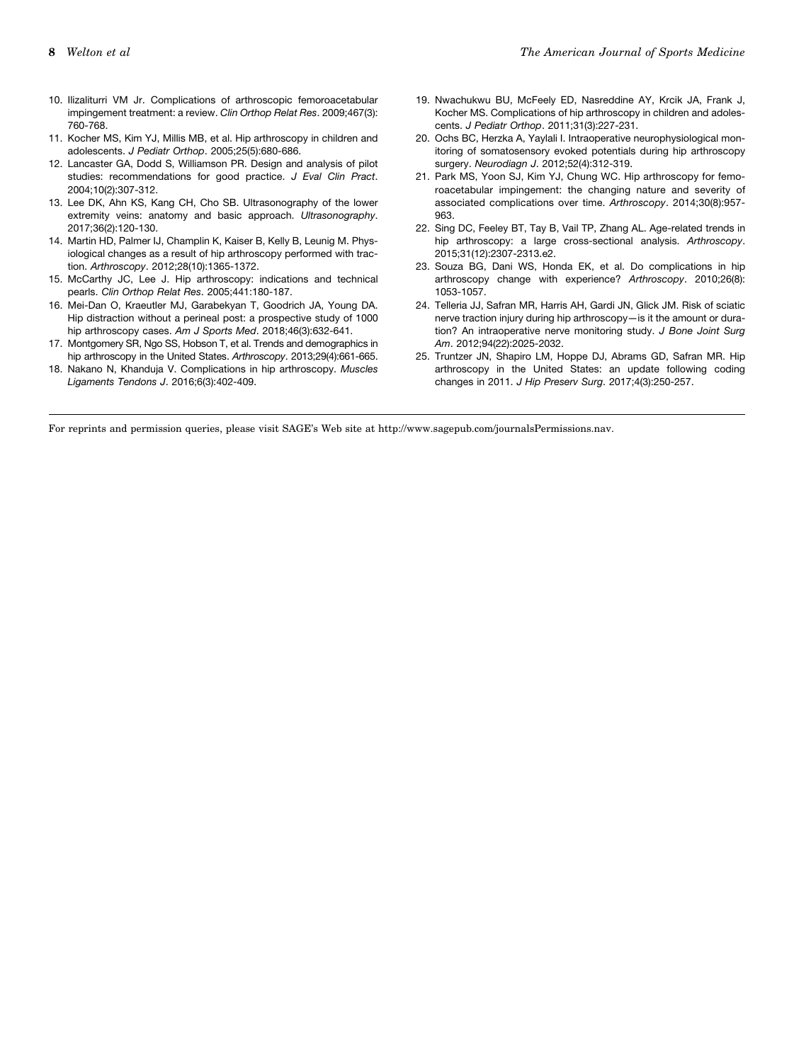10. Ilizaliturri VM Jr. Complications of arthroscopic femoroacetabular impingement treatment: a review. *Clin Orthop Relat Res*. 2009;467(3): 760-768.
11. Kocher MS, Kim YJ, Millis MB, et al. Hip arthroscopy in children and adolescents. *J Pediatr Orthop*. 2005;25(5):680-686.
12. Lancaster GA, Dodd S, Williamson PR. Design and analysis of pilot studies: recommendations for good practice. *J Eval Clin Pract*. 2004;10(2):307-312.
13. Lee DK, Ahn KS, Kang CH, Cho SB. Ultrasonography of the lower extremity veins: anatomy and basic approach. *Ultrasonography*. 2017;36(2):120-130.
14. Martin HD, Palmer IJ, Champlin K, Kaiser B, Kelly B, Leunig M. Physiological changes as a result of hip arthroscopy performed with traction. *Arthroscopy*. 2012;28(10):1365-1372.
15. McCarthy JC, Lee J. Hip arthroscopy: indications and technical pearls. *Clin Orthop Relat Res*. 2005;441:180-187.
16. Mei-Dan O, Kraeutler MJ, Garabekyan T, Goodrich JA, Young DA. Hip distraction without a perineal post: a prospective study of 1000 hip arthroscopy cases. *Am J Sports Med*. 2018;46(3):632-641.
17. Montgomery SR, Ngo SS, Hobson T, et al. Trends and demographics in hip arthroscopy in the United States. *Arthroscopy*. 2013;29(4):661-665.
18. Nakano N, Khanduja V. Complications in hip arthroscopy. *Muscles Ligaments Tendons J*. 2016;6(3):402-409.
19. Nwachukwu BU, McFeely ED, Nasreddine AY, Krcik JA, Frank J, Kocher MS. Complications of hip arthroscopy in children and adolescents. *J Pediatr Orthop*. 2011;31(3):227-231.
20. Ochs BC, Herzka A, Yaylali I. Intraoperative neurophysiological monitoring of somatosensory evoked potentials during hip arthroscopy surgery. *Neurodiagn J*. 2012;52(4):312-319.
21. Park MS, Yoon SJ, Kim YJ, Chung WC. Hip arthroscopy for femoroacetabular impingement: the changing nature and severity of associated complications over time. *Arthroscopy*. 2014;30(8):957-963.
22. Sing DC, Feeley BT, Tay B, Vail TP, Zhang AL. Age-related trends in hip arthroscopy: a large cross-sectional analysis. *Arthroscopy*. 2015;31(12):2307-2313.e2.
23. Souza BG, Dani WS, Honda EK, et al. Do complications in hip arthroscopy change with experience? *Arthroscopy*. 2010;26(8): 1053-1057.
24. Telleria JJ, Safran MR, Harris AH, Gardi JN, Glick JM. Risk of sciatic nerve traction injury during hip arthroscopy—is it the amount or duration? An intraoperative nerve monitoring study. *J Bone Joint Surg Am*. 2012;94(22):2025-2032.
25. Truntzer JN, Shapiro LM, Hoppe DJ, Abrams GD, Safran MR. Hip arthroscopy in the United States: an update following coding changes in 2011. *J Hip Preserv Surg*. 2017;4(3):250-257.

For reprints and permission queries, please visit SAGE's Web site at http://www.sagepub.com/journalsPermissions.nav.